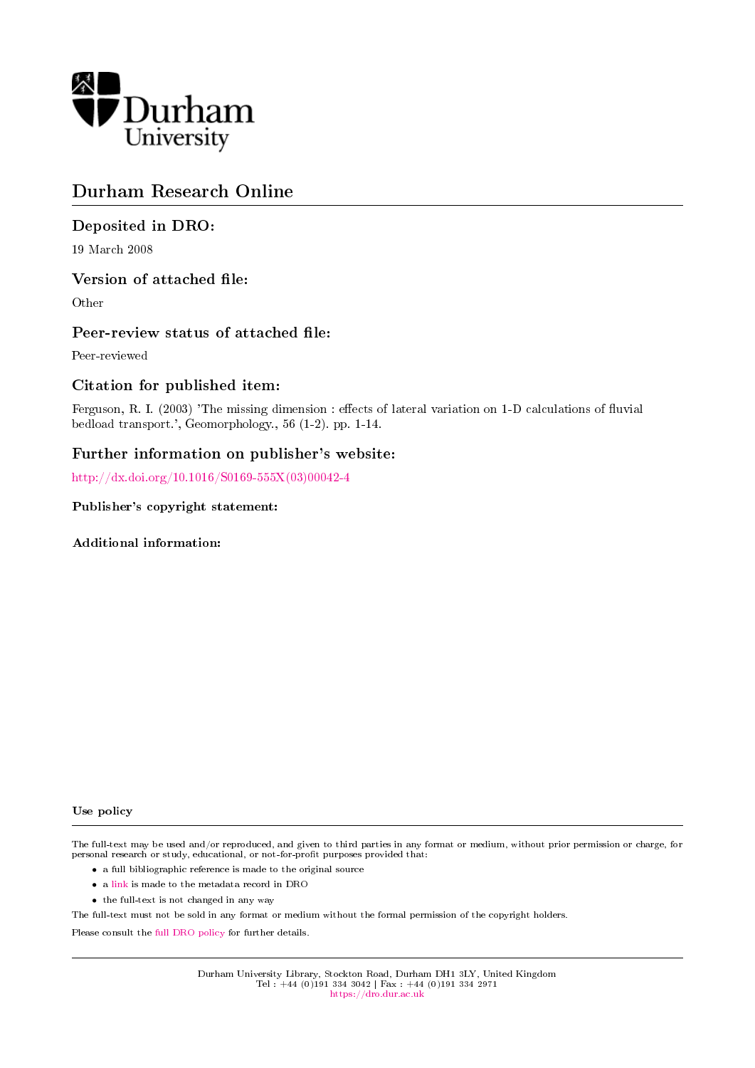Durham University

# Durham Research Online

## Deposited in DRO:

19 March 2008

## Version of attached file:

Other

## Peer-review status of attached file:

Peer-reviewed

## Citation for published item:

Ferguson, R. I. (2003) 'The missing dimension : effects of lateral variation on 1-D calculations of fluvial bedload transport.', Geomorphology., 56 (1-2). pp. 1-14.

## Further information on publisher's website:

http://dx.doi.org/10.1016/S0169-555X(03)00042-4

**Publisher's copyright statement:**

**Additional information:**

**Use policy**

The full-text may be used and/or reproduced, and given to third parties in any format or medium, without prior permission or charge, for personal research or study, educational, or not-for-profit purposes provided that:

- a full bibliographic reference is made to the original source
- a link is made to the metadata record in DRO
- the full-text is not changed in any way

The full-text must not be sold in any format or medium without the formal permission of the copyright holders.

Please consult the full DRO policy for further details.

Durham University Library, Stockton Road, Durham DH1 3LY, United Kingdom
Tel : +44 (0)191 334 3042 | Fax : +44 (0)191 334 2971
https://dro.dur.ac.uk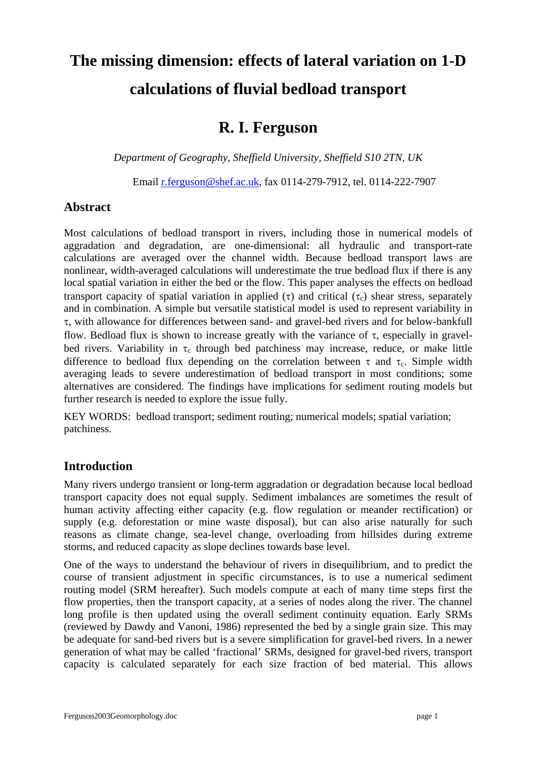# The missing dimension: effects of lateral variation on 1-D calculations of fluvial bedload transport

## R. I. Ferguson

*Department of Geography, Sheffield University, Sheffield S10 2TN, UK*

Email r.ferguson@shef.ac.uk, fax 0114-279-7912, tel. 0114-222-7907

## Abstract

Most calculations of bedload transport in rivers, including those in numerical models of aggradation and degradation, are one-dimensional: all hydraulic and transport-rate calculations are averaged over the channel width. Because bedload transport laws are nonlinear, width-averaged calculations will underestimate the true bedload flux if there is any local spatial variation in either the bed or the flow. This paper analyses the effects on bedload transport capacity of spatial variation in applied ($\tau$) and critical ($\tau_c$) shear stress, separately and in combination. A simple but versatile statistical model is used to represent variability in $\tau$, with allowance for differences between sand- and gravel-bed rivers and for below-bankfull flow. Bedload flux is shown to increase greatly with the variance of $\tau$, especially in gravel-bed rivers. Variability in $\tau_c$ through bed patchiness may increase, reduce, or make little difference to bedload flux depending on the correlation between $\tau$ and $\tau_c$. Simple width averaging leads to severe underestimation of bedload transport in most conditions; some alternatives are considered. The findings have implications for sediment routing models but further research is needed to explore the issue fully.

KEY WORDS: bedload transport; sediment routing; numerical models; spatial variation; patchiness.

## Introduction

Many rivers undergo transient or long-term aggradation or degradation because local bedload transport capacity does not equal supply. Sediment imbalances are sometimes the result of human activity affecting either capacity (e.g. flow regulation or meander rectification) or supply (e.g. deforestation or mine waste disposal), but can also arise naturally for such reasons as climate change, sea-level change, overloading from hillsides during extreme storms, and reduced capacity as slope declines towards base level.

One of the ways to understand the behaviour of rivers in disequilibrium, and to predict the course of transient adjustment in specific circumstances, is to use a numerical sediment routing model (SRM hereafter). Such models compute at each of many time steps first the flow properties, then the transport capacity, at a series of nodes along the river. The channel long profile is then updated using the overall sediment continuity equation. Early SRMs (reviewed by Dawdy and Vanoni, 1986) represented the bed by a single grain size. This may be adequate for sand-bed rivers but is a severe simplification for gravel-bed rivers. In a newer generation of what may be called 'fractional' SRMs, designed for gravel-bed rivers, transport capacity is calculated separately for each size fraction of bed material. This allows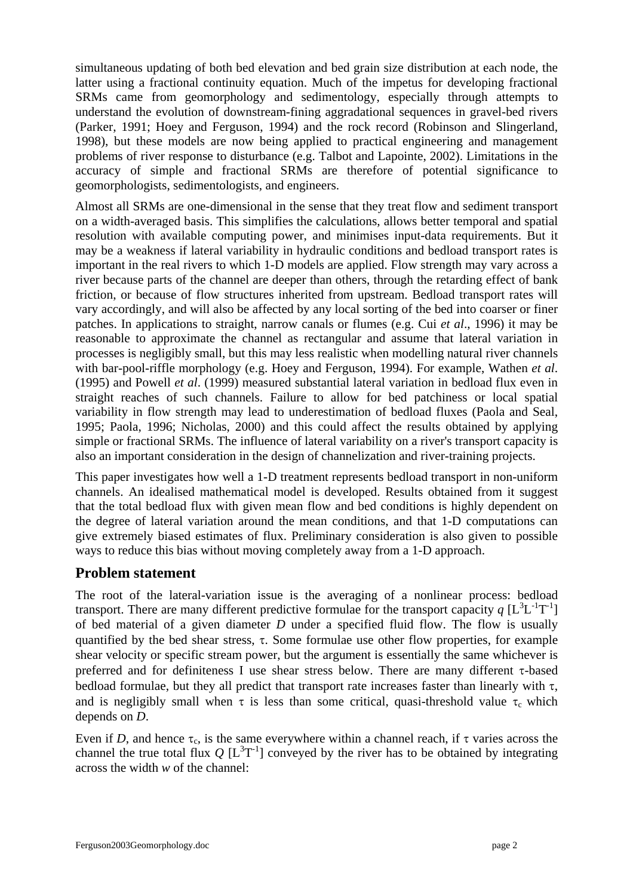simultaneous updating of both bed elevation and bed grain size distribution at each node, the latter using a fractional continuity equation. Much of the impetus for developing fractional SRMs came from geomorphology and sedimentology, especially through attempts to understand the evolution of downstream-fining aggradational sequences in gravel-bed rivers (Parker, 1991; Hoey and Ferguson, 1994) and the rock record (Robinson and Slingerland, 1998), but these models are now being applied to practical engineering and management problems of river response to disturbance (e.g. Talbot and Lapointe, 2002). Limitations in the accuracy of simple and fractional SRMs are therefore of potential significance to geomorphologists, sedimentologists, and engineers.

Almost all SRMs are one-dimensional in the sense that they treat flow and sediment transport on a width-averaged basis. This simplifies the calculations, allows better temporal and spatial resolution with available computing power, and minimises input-data requirements. But it may be a weakness if lateral variability in hydraulic conditions and bedload transport rates is important in the real rivers to which 1-D models are applied. Flow strength may vary across a river because parts of the channel are deeper than others, through the retarding effect of bank friction, or because of flow structures inherited from upstream. Bedload transport rates will vary accordingly, and will also be affected by any local sorting of the bed into coarser or finer patches. In applications to straight, narrow canals or flumes (e.g. Cui *et al*., 1996) it may be reasonable to approximate the channel as rectangular and assume that lateral variation in processes is negligibly small, but this may less realistic when modelling natural river channels with bar-pool-riffle morphology (e.g. Hoey and Ferguson, 1994). For example, Wathen *et al*. (1995) and Powell *et al*. (1999) measured substantial lateral variation in bedload flux even in straight reaches of such channels. Failure to allow for bed patchiness or local spatial variability in flow strength may lead to underestimation of bedload fluxes (Paola and Seal, 1995; Paola, 1996; Nicholas, 2000) and this could affect the results obtained by applying simple or fractional SRMs. The influence of lateral variability on a river's transport capacity is also an important consideration in the design of channelization and river-training projects.

This paper investigates how well a 1-D treatment represents bedload transport in non-uniform channels. An idealised mathematical model is developed. Results obtained from it suggest that the total bedload flux with given mean flow and bed conditions is highly dependent on the degree of lateral variation around the mean conditions, and that 1-D computations can give extremely biased estimates of flux. Preliminary consideration is also given to possible ways to reduce this bias without moving completely away from a 1-D approach.

## Problem statement

The root of the lateral-variation issue is the averaging of a nonlinear process: bedload transport. There are many different predictive formulae for the transport capacity $q$ [$L^3L^{-1}T^{-1}$] of bed material of a given diameter $D$ under a specified fluid flow. The flow is usually quantified by the bed shear stress, $\tau$. Some formulae use other flow properties, for example shear velocity or specific stream power, but the argument is essentially the same whichever is preferred and for definiteness I use shear stress below. There are many different $\tau$-based bedload formulae, but they all predict that transport rate increases faster than linearly with $\tau$, and is negligibly small when $\tau$ is less than some critical, quasi-threshold value $\tau_c$ which depends on $D$.

Even if $D$, and hence $\tau_c$, is the same everywhere within a channel reach, if $\tau$ varies across the channel the true total flux $Q$ [$L^3T^{-1}$] conveyed by the river has to be obtained by integrating across the width $w$ of the channel: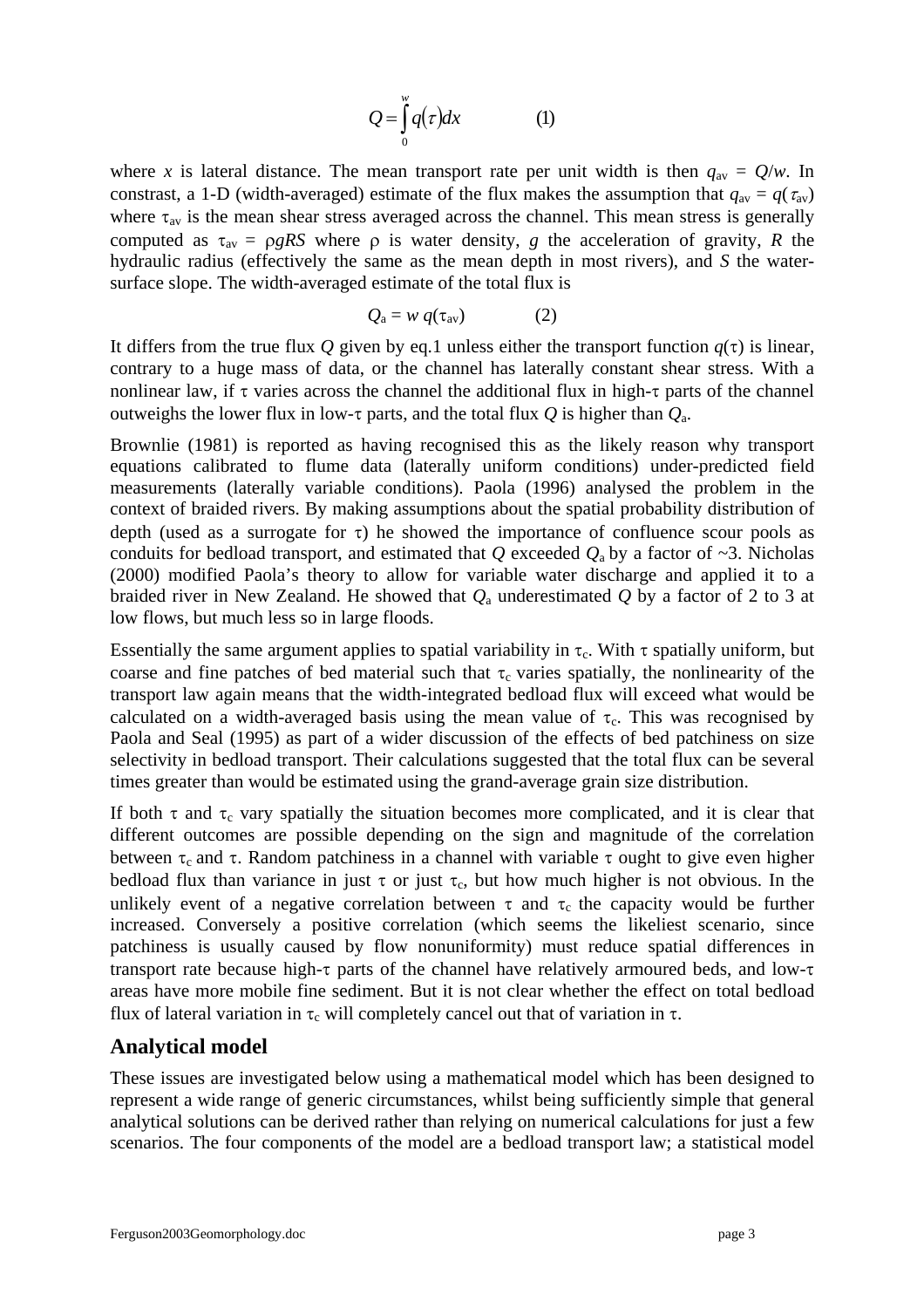$$Q = \int_0^w q(\tau)dx \qquad (1)$$

where $x$ is lateral distance. The mean transport rate per unit width is then $q_{av} = Q/w$. In constrast, a 1-D (width-averaged) estimate of the flux makes the assumption that $q_{av} = q(\tau_{av})$ where $\tau_{av}$ is the mean shear stress averaged across the channel. This mean stress is generally computed as $\tau_{av} = \rho gRS$ where $\rho$ is water density, $g$ the acceleration of gravity, $R$ the hydraulic radius (effectively the same as the mean depth in most rivers), and $S$ the water-surface slope. The width-averaged estimate of the total flux is

$$Q_a = w\, q(\tau_{av}) \qquad (2)$$

It differs from the true flux $Q$ given by eq.1 unless either the transport function $q(\tau)$ is linear, contrary to a huge mass of data, or the channel has laterally constant shear stress. With a nonlinear law, if $\tau$ varies across the channel the additional flux in high-$\tau$ parts of the channel outweighs the lower flux in low-$\tau$ parts, and the total flux $Q$ is higher than $Q_a$.

Brownlie (1981) is reported as having recognised this as the likely reason why transport equations calibrated to flume data (laterally uniform conditions) under-predicted field measurements (laterally variable conditions). Paola (1996) analysed the problem in the context of braided rivers. By making assumptions about the spatial probability distribution of depth (used as a surrogate for $\tau$) he showed the importance of confluence scour pools as conduits for bedload transport, and estimated that $Q$ exceeded $Q_a$ by a factor of ~3. Nicholas (2000) modified Paola's theory to allow for variable water discharge and applied it to a braided river in New Zealand. He showed that $Q_a$ underestimated $Q$ by a factor of 2 to 3 at low flows, but much less so in large floods.

Essentially the same argument applies to spatial variability in $\tau_c$. With $\tau$ spatially uniform, but coarse and fine patches of bed material such that $\tau_c$ varies spatially, the nonlinearity of the transport law again means that the width-integrated bedload flux will exceed what would be calculated on a width-averaged basis using the mean value of $\tau_c$. This was recognised by Paola and Seal (1995) as part of a wider discussion of the effects of bed patchiness on size selectivity in bedload transport. Their calculations suggested that the total flux can be several times greater than would be estimated using the grand-average grain size distribution.

If both $\tau$ and $\tau_c$ vary spatially the situation becomes more complicated, and it is clear that different outcomes are possible depending on the sign and magnitude of the correlation between $\tau_c$ and $\tau$. Random patchiness in a channel with variable $\tau$ ought to give even higher bedload flux than variance in just $\tau$ or just $\tau_c$, but how much higher is not obvious. In the unlikely event of a negative correlation between $\tau$ and $\tau_c$ the capacity would be further increased. Conversely a positive correlation (which seems the likeliest scenario, since patchiness is usually caused by flow nonuniformity) must reduce spatial differences in transport rate because high-$\tau$ parts of the channel have relatively armoured beds, and low-$\tau$ areas have more mobile fine sediment. But it is not clear whether the effect on total bedload flux of lateral variation in $\tau_c$ will completely cancel out that of variation in $\tau$.

## Analytical model

These issues are investigated below using a mathematical model which has been designed to represent a wide range of generic circumstances, whilst being sufficiently simple that general analytical solutions can be derived rather than relying on numerical calculations for just a few scenarios. The four components of the model are a bedload transport law; a statistical model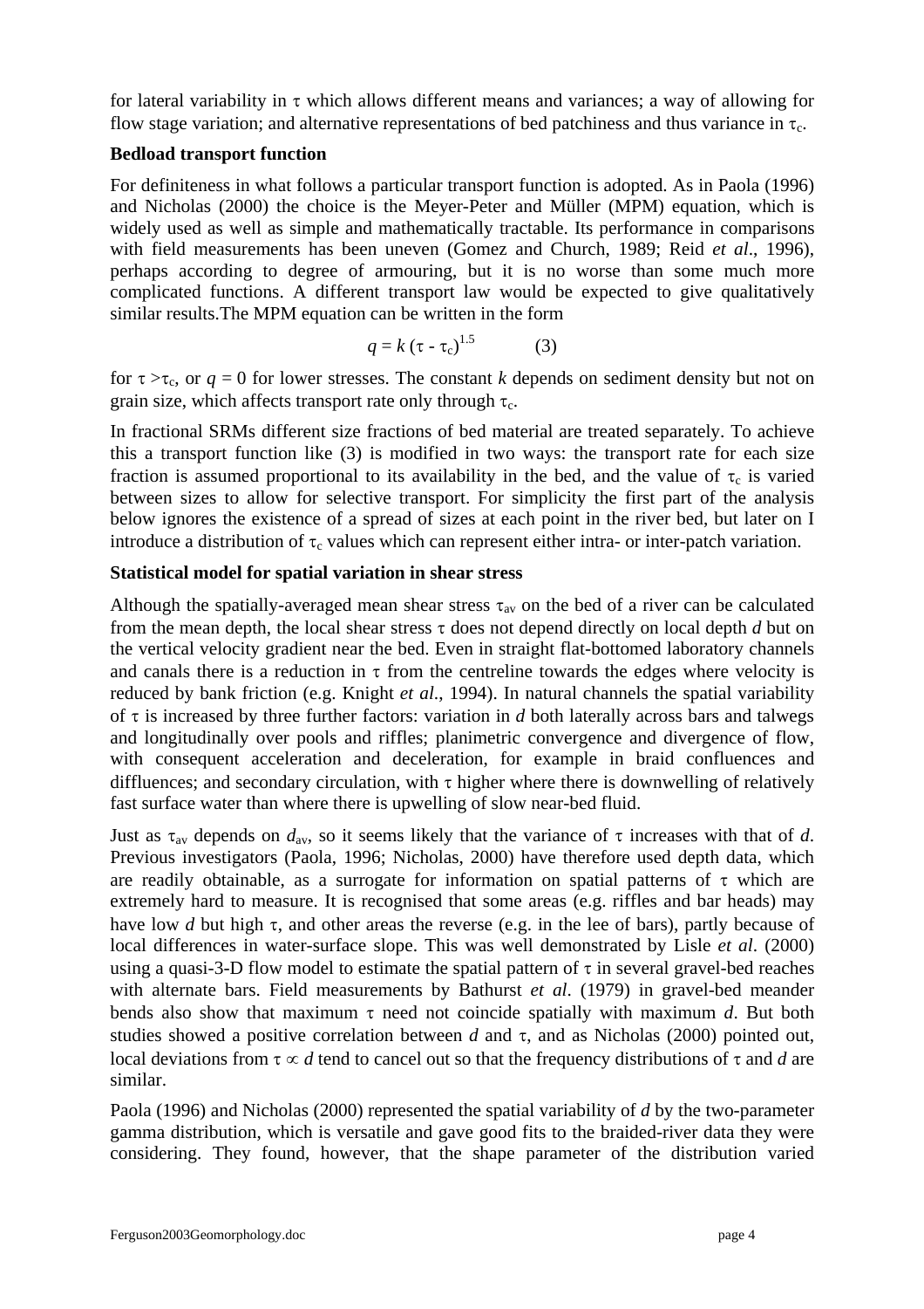for lateral variability in $\tau$ which allows different means and variances; a way of allowing for flow stage variation; and alternative representations of bed patchiness and thus variance in $\tau_c$.

**Bedload transport function**

For definiteness in what follows a particular transport function is adopted. As in Paola (1996) and Nicholas (2000) the choice is the Meyer-Peter and Müller (MPM) equation, which is widely used as well as simple and mathematically tractable. Its performance in comparisons with field measurements has been uneven (Gomez and Church, 1989; Reid *et al*., 1996), perhaps according to degree of armouring, but it is no worse than some much more complicated functions. A different transport law would be expected to give qualitatively similar results.The MPM equation can be written in the form

$$q = k\,(\tau - \tau_c)^{1.5} \qquad (3)$$

for $\tau > \tau_c$, or $q = 0$ for lower stresses. The constant $k$ depends on sediment density but not on grain size, which affects transport rate only through $\tau_c$.

In fractional SRMs different size fractions of bed material are treated separately. To achieve this a transport function like (3) is modified in two ways: the transport rate for each size fraction is assumed proportional to its availability in the bed, and the value of $\tau_c$ is varied between sizes to allow for selective transport. For simplicity the first part of the analysis below ignores the existence of a spread of sizes at each point in the river bed, but later on I introduce a distribution of $\tau_c$ values which can represent either intra- or inter-patch variation.

**Statistical model for spatial variation in shear stress**

Although the spatially-averaged mean shear stress $\tau_{av}$ on the bed of a river can be calculated from the mean depth, the local shear stress $\tau$ does not depend directly on local depth $d$ but on the vertical velocity gradient near the bed. Even in straight flat-bottomed laboratory channels and canals there is a reduction in $\tau$ from the centreline towards the edges where velocity is reduced by bank friction (e.g. Knight *et al*., 1994). In natural channels the spatial variability of $\tau$ is increased by three further factors: variation in $d$ both laterally across bars and talwegs and longitudinally over pools and riffles; planimetric convergence and divergence of flow, with consequent acceleration and deceleration, for example in braid confluences and diffluences; and secondary circulation, with $\tau$ higher where there is downwelling of relatively fast surface water than where there is upwelling of slow near-bed fluid.

Just as $\tau_{av}$ depends on $d_{av}$, so it seems likely that the variance of $\tau$ increases with that of $d$. Previous investigators (Paola, 1996; Nicholas, 2000) have therefore used depth data, which are readily obtainable, as a surrogate for information on spatial patterns of $\tau$ which are extremely hard to measure. It is recognised that some areas (e.g. riffles and bar heads) may have low $d$ but high $\tau$, and other areas the reverse (e.g. in the lee of bars), partly because of local differences in water-surface slope. This was well demonstrated by Lisle *et al*. (2000) using a quasi-3-D flow model to estimate the spatial pattern of $\tau$ in several gravel-bed reaches with alternate bars. Field measurements by Bathurst *et al*. (1979) in gravel-bed meander bends also show that maximum $\tau$ need not coincide spatially with maximum $d$. But both studies showed a positive correlation between $d$ and $\tau$, and as Nicholas (2000) pointed out, local deviations from $\tau \propto d$ tend to cancel out so that the frequency distributions of $\tau$ and $d$ are similar.

Paola (1996) and Nicholas (2000) represented the spatial variability of $d$ by the two-parameter gamma distribution, which is versatile and gave good fits to the braided-river data they were considering. They found, however, that the shape parameter of the distribution varied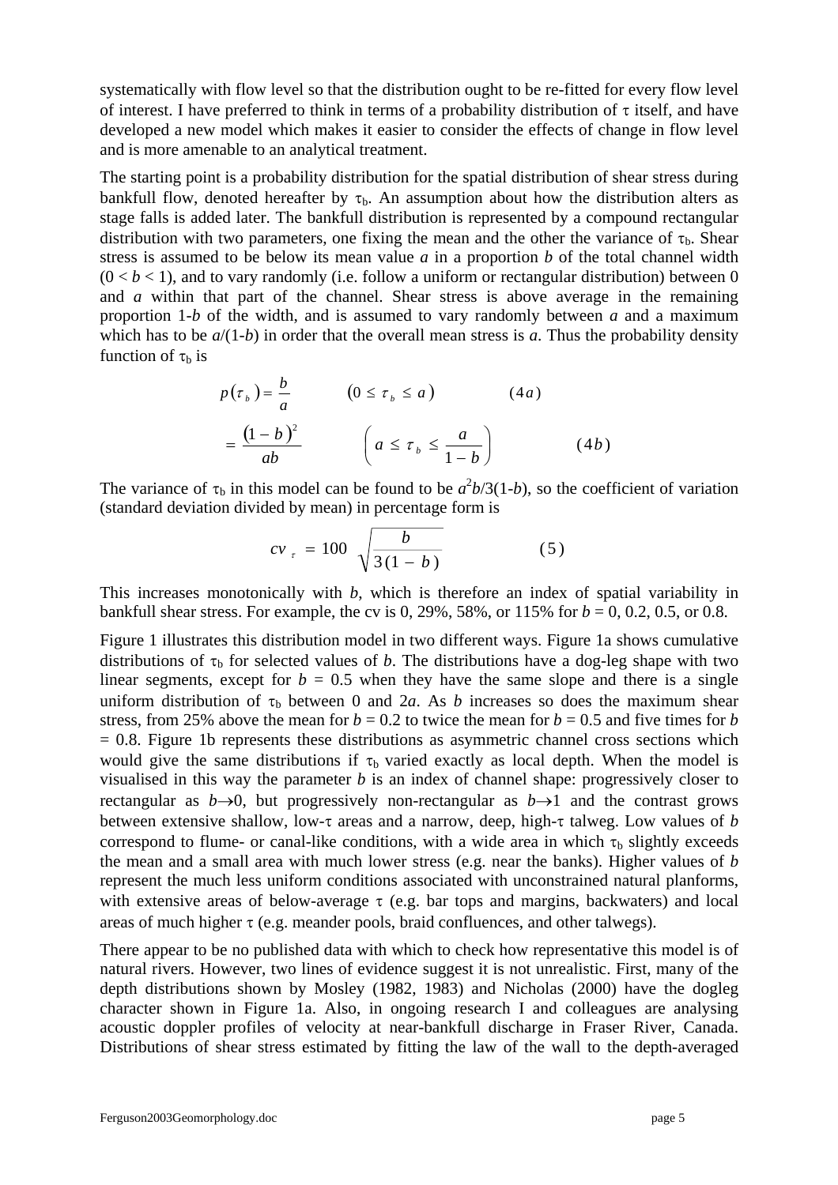systematically with flow level so that the distribution ought to be re-fitted for every flow level of interest. I have preferred to think in terms of a probability distribution of $\tau$ itself, and have developed a new model which makes it easier to consider the effects of change in flow level and is more amenable to an analytical treatment.

The starting point is a probability distribution for the spatial distribution of shear stress during bankfull flow, denoted hereafter by $\tau_b$. An assumption about how the distribution alters as stage falls is added later. The bankfull distribution is represented by a compound rectangular distribution with two parameters, one fixing the mean and the other the variance of $\tau_b$. Shear stress is assumed to be below its mean value *a* in a proportion *b* of the total channel width ($0 < b < 1$), and to vary randomly (i.e. follow a uniform or rectangular distribution) between 0 and *a* within that part of the channel. Shear stress is above average in the remaining proportion 1-*b* of the width, and is assumed to vary randomly between *a* and a maximum which has to be $a/(1-b)$ in order that the overall mean stress is *a*. Thus the probability density function of $\tau_b$ is

$$p(\tau_b) = \frac{b}{a} \qquad (0 \le \tau_b \le a) \qquad (4a)$$

$$= \frac{(1-b)^2}{ab} \qquad \left(a \le \tau_b \le \frac{a}{1-b}\right) \qquad (4b)$$

The variance of $\tau_b$ in this model can be found to be $a^2b/3(1-b)$, so the coefficient of variation (standard deviation divided by mean) in percentage form is

$$cv_\tau = 100\sqrt{\frac{b}{3(1-b)}} \qquad (5)$$

This increases monotonically with *b*, which is therefore an index of spatial variability in bankfull shear stress. For example, the cv is 0, 29%, 58%, or 115% for *b* = 0, 0.2, 0.5, or 0.8.

Figure 1 illustrates this distribution model in two different ways. Figure 1a shows cumulative distributions of $\tau_b$ for selected values of *b*. The distributions have a dog-leg shape with two linear segments, except for *b* = 0.5 when they have the same slope and there is a single uniform distribution of $\tau_b$ between 0 and 2*a*. As *b* increases so does the maximum shear stress, from 25% above the mean for *b* = 0.2 to twice the mean for *b* = 0.5 and five times for *b* = 0.8. Figure 1b represents these distributions as asymmetric channel cross sections which would give the same distributions if $\tau_b$ varied exactly as local depth. When the model is visualised in this way the parameter *b* is an index of channel shape: progressively closer to rectangular as $b \to 0$, but progressively non-rectangular as $b \to 1$ and the contrast grows between extensive shallow, low-$\tau$ areas and a narrow, deep, high-$\tau$ talweg. Low values of *b* correspond to flume- or canal-like conditions, with a wide area in which $\tau_b$ slightly exceeds the mean and a small area with much lower stress (e.g. near the banks). Higher values of *b* represent the much less uniform conditions associated with unconstrained natural planforms, with extensive areas of below-average $\tau$ (e.g. bar tops and margins, backwaters) and local areas of much higher $\tau$ (e.g. meander pools, braid confluences, and other talwegs).

There appear to be no published data with which to check how representative this model is of natural rivers. However, two lines of evidence suggest it is not unrealistic. First, many of the depth distributions shown by Mosley (1982, 1983) and Nicholas (2000) have the dogleg character shown in Figure 1a. Also, in ongoing research I and colleagues are analysing acoustic doppler profiles of velocity at near-bankfull discharge in Fraser River, Canada. Distributions of shear stress estimated by fitting the law of the wall to the depth-averaged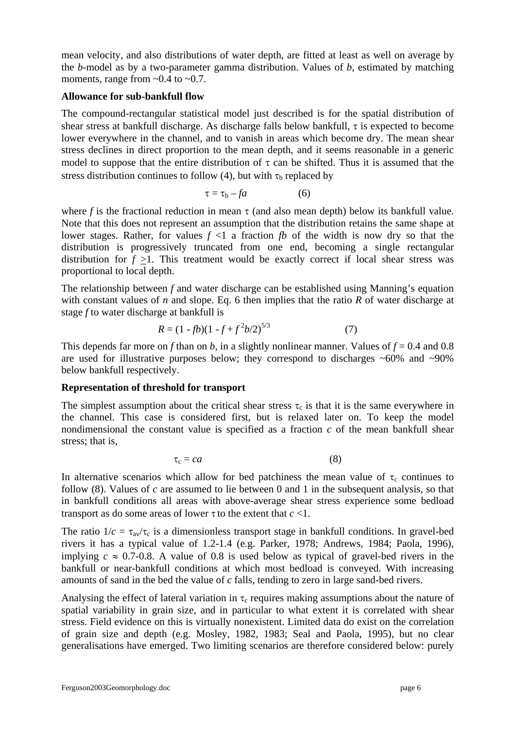mean velocity, and also distributions of water depth, are fitted at least as well on average by the *b*-model as by a two-parameter gamma distribution. Values of *b*, estimated by matching moments, range from ~0.4 to ~0.7.

**Allowance for sub-bankfull flow**

The compound-rectangular statistical model just described is for the spatial distribution of shear stress at bankfull discharge. As discharge falls below bankfull, $\tau$ is expected to become lower everywhere in the channel, and to vanish in areas which become dry. The mean shear stress declines in direct proportion to the mean depth, and it seems reasonable in a generic model to suppose that the entire distribution of $\tau$ can be shifted. Thus it is assumed that the stress distribution continues to follow (4), but with $\tau_b$ replaced by

$$\tau = \tau_b - fa \qquad (6)$$

where $f$ is the fractional reduction in mean $\tau$ (and also mean depth) below its bankfull value. Note that this does not represent an assumption that the distribution retains the same shape at lower stages. Rather, for values $f < 1$ a fraction $fb$ of the width is now dry so that the distribution is progressively truncated from one end, becoming a single rectangular distribution for $f \geq 1$. This treatment would be exactly correct if local shear stress was proportional to local depth.

The relationship between $f$ and water discharge can be established using Manning's equation with constant values of $n$ and slope. Eq. 6 then implies that the ratio $R$ of water discharge at stage $f$ to water discharge at bankfull is

$$R = (1 - fb)(1 - f + f^2 b/2)^{5/3} \qquad (7)$$

This depends far more on $f$ than on $b$, in a slightly nonlinear manner. Values of $f = 0.4$ and 0.8 are used for illustrative purposes below; they correspond to discharges ~60% and ~90% below bankfull respectively.

**Representation of threshold for transport**

The simplest assumption about the critical shear stress $\tau_c$ is that it is the same everywhere in the channel. This case is considered first, but is relaxed later on. To keep the model nondimensional the constant value is specified as a fraction $c$ of the mean bankfull shear stress; that is,

$$\tau_c = ca \qquad (8)$$

In alternative scenarios which allow for bed patchiness the mean value of $\tau_c$ continues to follow (8). Values of $c$ are assumed to lie between 0 and 1 in the subsequent analysis, so that in bankfull conditions all areas with above-average shear stress experience some bedload transport as do some areas of lower $\tau$ to the extent that $c < 1$.

The ratio $1/c = \tau_{av}/\tau_c$ is a dimensionless transport stage in bankfull conditions. In gravel-bed rivers it has a typical value of 1.2-1.4 (e.g. Parker, 1978; Andrews, 1984; Paola, 1996), implying $c \approx 0.7$-$0.8$. A value of 0.8 is used below as typical of gravel-bed rivers in the bankfull or near-bankfull conditions at which most bedload is conveyed. With increasing amounts of sand in the bed the value of $c$ falls, tending to zero in large sand-bed rivers.

Analysing the effect of lateral variation in $\tau_c$ requires making assumptions about the nature of spatial variability in grain size, and in particular to what extent it is correlated with shear stress. Field evidence on this is virtually nonexistent. Limited data do exist on the correlation of grain size and depth (e.g. Mosley, 1982, 1983; Seal and Paola, 1995), but no clear generalisations have emerged. Two limiting scenarios are therefore considered below: purely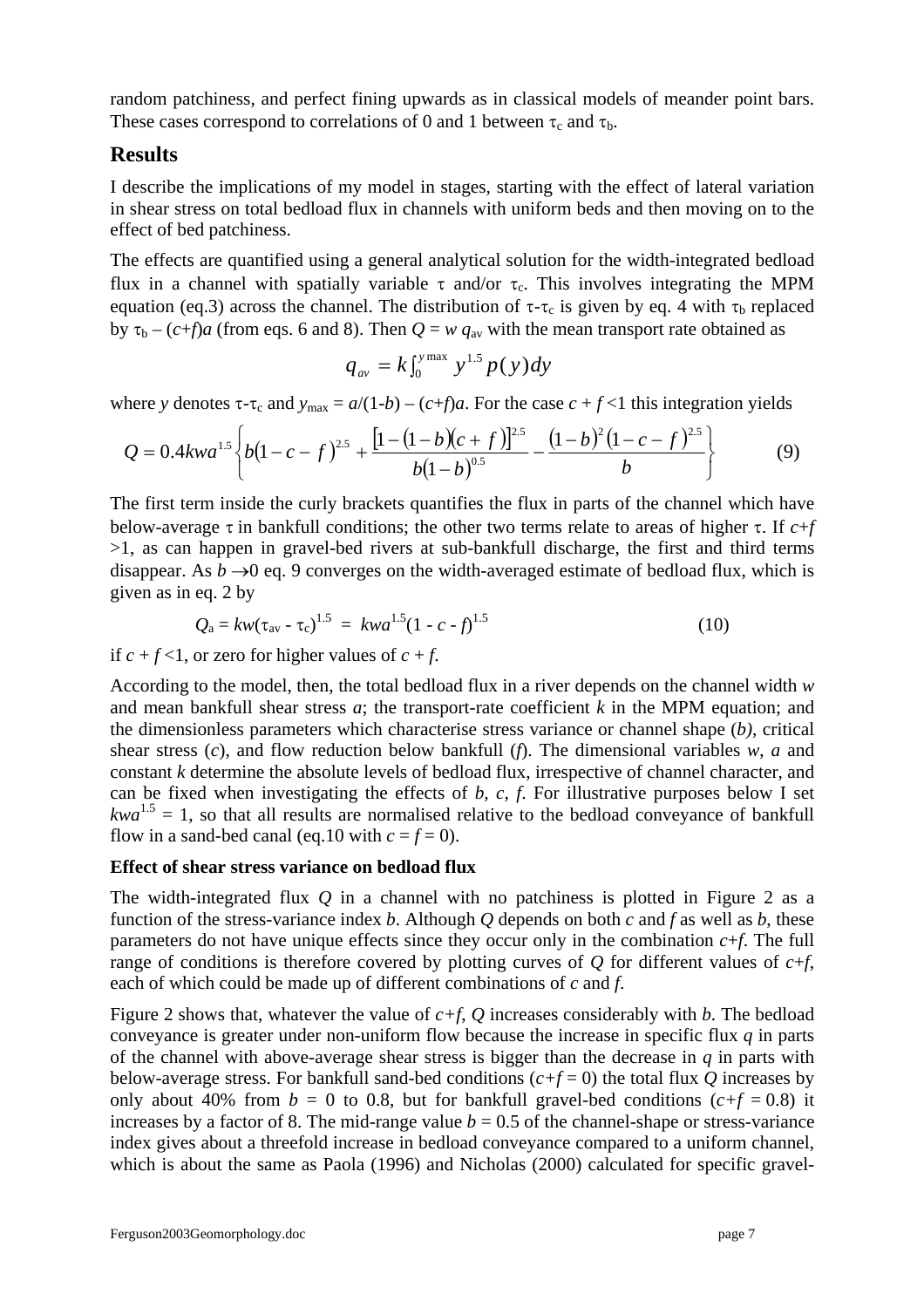random patchiness, and perfect fining upwards as in classical models of meander point bars. These cases correspond to correlations of 0 and 1 between $\tau_c$ and $\tau_b$.

## Results

I describe the implications of my model in stages, starting with the effect of lateral variation in shear stress on total bedload flux in channels with uniform beds and then moving on to the effect of bed patchiness.

The effects are quantified using a general analytical solution for the width-integrated bedload flux in a channel with spatially variable $\tau$ and/or $\tau_c$. This involves integrating the MPM equation (eq.3) across the channel. The distribution of $\tau$-$\tau_c$ is given by eq. 4 with $\tau_b$ replaced by $\tau_b - (c+f)a$ (from eqs. 6 and 8). Then $Q = w\, q_{av}$ with the mean transport rate obtained as

$$q_{av} = k \int_0^{y\max} y^{1.5}\, p(y)\, dy$$

where $y$ denotes $\tau$-$\tau_c$ and $y_{max} = a/(1-b) - (c+f)a$. For the case $c + f < 1$ this integration yields

$$Q = 0.4kwa^{1.5}\left\{ b(1-c-f)^{2.5} + \frac{\left[1-(1-b)(c+f)\right]^{2.5}}{b(1-b)^{0.5}} - \frac{(1-b)^2(1-c-f)^{2.5}}{b} \right\} \qquad (9)$$

The first term inside the curly brackets quantifies the flux in parts of the channel which have below-average $\tau$ in bankfull conditions; the other two terms relate to areas of higher $\tau$. If $c+f > 1$, as can happen in gravel-bed rivers at sub-bankfull discharge, the first and third terms disappear. As $b \rightarrow 0$ eq. 9 converges on the width-averaged estimate of bedload flux, which is given as in eq. 2 by

$$Q_a = kw(\tau_{av} - \tau_c)^{1.5} = kwa^{1.5}(1 - c - f)^{1.5} \qquad (10)$$

if $c + f < 1$, or zero for higher values of $c + f$.

According to the model, then, the total bedload flux in a river depends on the channel width $w$ and mean bankfull shear stress $a$; the transport-rate coefficient $k$ in the MPM equation; and the dimensionless parameters which characterise stress variance or channel shape ($b$), critical shear stress ($c$), and flow reduction below bankfull ($f$). The dimensional variables $w$, $a$ and constant $k$ determine the absolute levels of bedload flux, irrespective of channel character, and can be fixed when investigating the effects of $b$, $c$, $f$. For illustrative purposes below I set $kwa^{1.5} = 1$, so that all results are normalised relative to the bedload conveyance of bankfull flow in a sand-bed canal (eq.10 with $c = f = 0$).

### Effect of shear stress variance on bedload flux

The width-integrated flux $Q$ in a channel with no patchiness is plotted in Figure 2 as a function of the stress-variance index $b$. Although $Q$ depends on both $c$ and $f$ as well as $b$, these parameters do not have unique effects since they occur only in the combination $c+f$. The full range of conditions is therefore covered by plotting curves of $Q$ for different values of $c+f$, each of which could be made up of different combinations of $c$ and $f$.

Figure 2 shows that, whatever the value of $c+f$, $Q$ increases considerably with $b$. The bedload conveyance is greater under non-uniform flow because the increase in specific flux $q$ in parts of the channel with above-average shear stress is bigger than the decrease in $q$ in parts with below-average stress. For bankfull sand-bed conditions ($c+f = 0$) the total flux $Q$ increases by only about 40% from $b = 0$ to 0.8, but for bankfull gravel-bed conditions ($c+f = 0.8$) it increases by a factor of 8. The mid-range value $b = 0.5$ of the channel-shape or stress-variance index gives about a threefold increase in bedload conveyance compared to a uniform channel, which is about the same as Paola (1996) and Nicholas (2000) calculated for specific gravel-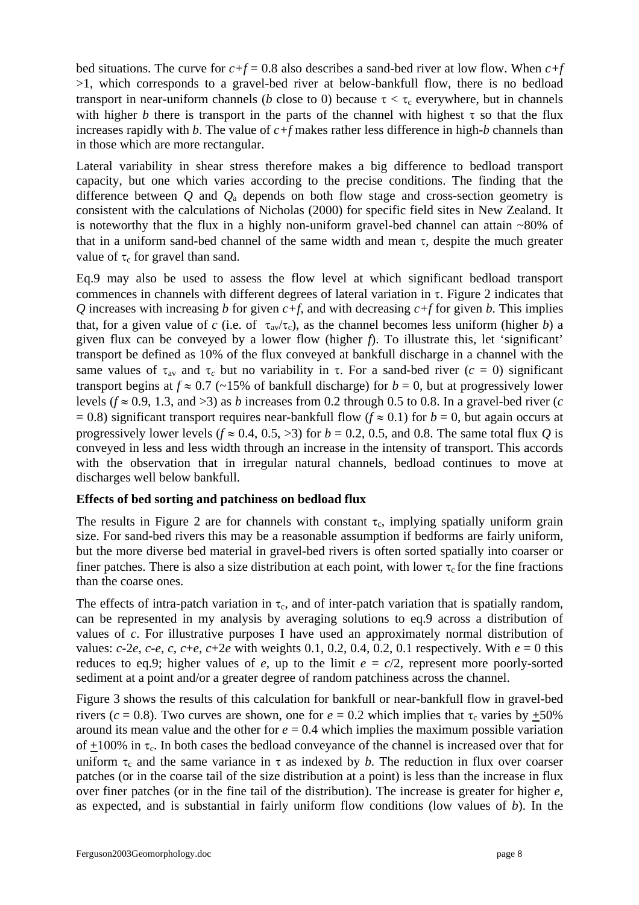bed situations. The curve for $c+f$ = 0.8 also describes a sand-bed river at low flow. When $c+f$ >1, which corresponds to a gravel-bed river at below-bankfull flow, there is no bedload transport in near-uniform channels ($b$ close to 0) because $\tau < \tau_c$ everywhere, but in channels with higher $b$ there is transport in the parts of the channel with highest $\tau$ so that the flux increases rapidly with $b$. The value of $c+f$ makes rather less difference in high-$b$ channels than in those which are more rectangular.

Lateral variability in shear stress therefore makes a big difference to bedload transport capacity, but one which varies according to the precise conditions. The finding that the difference between $Q$ and $Q_a$ depends on both flow stage and cross-section geometry is consistent with the calculations of Nicholas (2000) for specific field sites in New Zealand. It is noteworthy that the flux in a highly non-uniform gravel-bed channel can attain ~80% of that in a uniform sand-bed channel of the same width and mean $\tau$, despite the much greater value of $\tau_c$ for gravel than sand.

Eq.9 may also be used to assess the flow level at which significant bedload transport commences in channels with different degrees of lateral variation in $\tau$. Figure 2 indicates that $Q$ increases with increasing $b$ for given $c+f$, and with decreasing $c+f$ for given $b$. This implies that, for a given value of $c$ (i.e. of $\tau_{av}/\tau_c$), as the channel becomes less uniform (higher $b$) a given flux can be conveyed by a lower flow (higher $f$). To illustrate this, let 'significant' transport be defined as 10% of the flux conveyed at bankfull discharge in a channel with the same values of $\tau_{av}$ and $\tau_c$ but no variability in $\tau$. For a sand-bed river ($c$ = 0) significant transport begins at $f \approx 0.7$ (~15% of bankfull discharge) for $b$ = 0, but at progressively lower levels ($f \approx 0.9$, 1.3, and >3) as $b$ increases from 0.2 through 0.5 to 0.8. In a gravel-bed river ($c$ = 0.8) significant transport requires near-bankfull flow ($f \approx 0.1$) for $b$ = 0, but again occurs at progressively lower levels ($f \approx 0.4$, 0.5, >3) for $b$ = 0.2, 0.5, and 0.8. The same total flux $Q$ is conveyed in less and less width through an increase in the intensity of transport. This accords with the observation that in irregular natural channels, bedload continues to move at discharges well below bankfull.

**Effects of bed sorting and patchiness on bedload flux**

The results in Figure 2 are for channels with constant $\tau_c$, implying spatially uniform grain size. For sand-bed rivers this may be a reasonable assumption if bedforms are fairly uniform, but the more diverse bed material in gravel-bed rivers is often sorted spatially into coarser or finer patches. There is also a size distribution at each point, with lower $\tau_c$ for the fine fractions than the coarse ones.

The effects of intra-patch variation in $\tau_c$, and of inter-patch variation that is spatially random, can be represented in my analysis by averaging solutions to eq.9 across a distribution of values of $c$. For illustrative purposes I have used an approximately normal distribution of values: $c$-2$e$, $c$-$e$, $c$, $c$+$e$, $c$+2$e$ with weights 0.1, 0.2, 0.4, 0.2, 0.1 respectively. With $e$ = 0 this reduces to eq.9; higher values of $e$, up to the limit $e = c/2$, represent more poorly-sorted sediment at a point and/or a greater degree of random patchiness across the channel.

Figure 3 shows the results of this calculation for bankfull or near-bankfull flow in gravel-bed rivers ($c$ = 0.8). Two curves are shown, one for $e$ = 0.2 which implies that $\tau_c$ varies by $\pm$50% around its mean value and the other for $e$ = 0.4 which implies the maximum possible variation of $\pm$100% in $\tau_c$. In both cases the bedload conveyance of the channel is increased over that for uniform $\tau_c$ and the same variance in $\tau$ as indexed by $b$. The reduction in flux over coarser patches (or in the coarse tail of the size distribution at a point) is less than the increase in flux over finer patches (or in the fine tail of the distribution). The increase is greater for higher $e$, as expected, and is substantial in fairly uniform flow conditions (low values of $b$). In the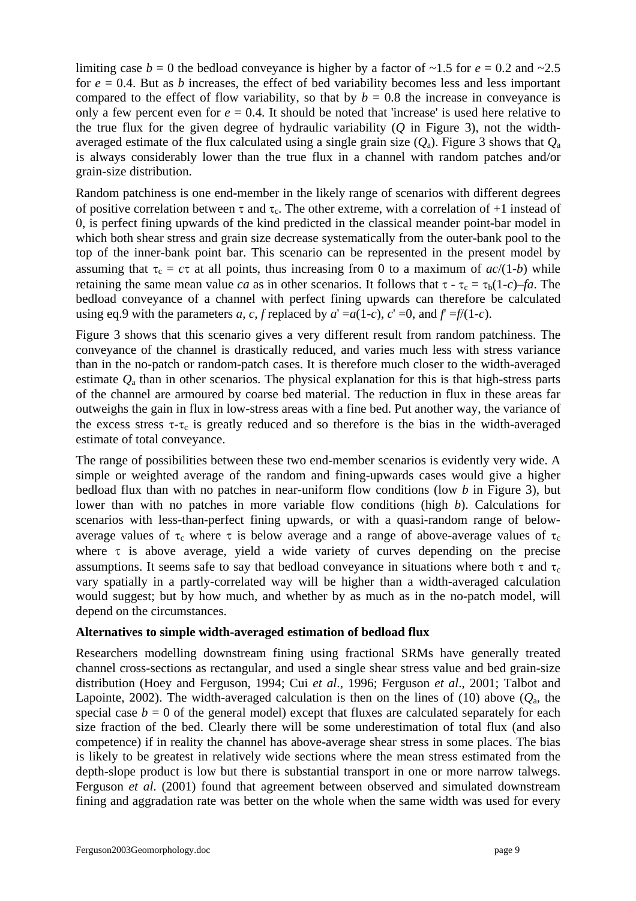limiting case $b = 0$ the bedload conveyance is higher by a factor of ~1.5 for $e = 0.2$ and ~2.5 for $e = 0.4$. But as $b$ increases, the effect of bed variability becomes less and less important compared to the effect of flow variability, so that by $b = 0.8$ the increase in conveyance is only a few percent even for $e = 0.4$. It should be noted that 'increase' is used here relative to the true flux for the given degree of hydraulic variability ($Q$ in Figure 3), not the width-averaged estimate of the flux calculated using a single grain size ($Q_a$). Figure 3 shows that $Q_a$ is always considerably lower than the true flux in a channel with random patches and/or grain-size distribution.

Random patchiness is one end-member in the likely range of scenarios with different degrees of positive correlation between $\tau$ and $\tau_c$. The other extreme, with a correlation of +1 instead of 0, is perfect fining upwards of the kind predicted in the classical meander point-bar model in which both shear stress and grain size decrease systematically from the outer-bank pool to the top of the inner-bank point bar. This scenario can be represented in the present model by assuming that $\tau_c = c\tau$ at all points, thus increasing from 0 to a maximum of $ac/(1-b)$ while retaining the same mean value $ca$ as in other scenarios. It follows that $\tau - \tau_c = \tau_b(1-c) - fa$. The bedload conveyance of a channel with perfect fining upwards can therefore be calculated using eq.9 with the parameters $a$, $c$, $f$ replaced by $a' = a(1-c)$, $c' = 0$, and $f' = f/(1-c)$.

Figure 3 shows that this scenario gives a very different result from random patchiness. The conveyance of the channel is drastically reduced, and varies much less with stress variance than in the no-patch or random-patch cases. It is therefore much closer to the width-averaged estimate $Q_a$ than in other scenarios. The physical explanation for this is that high-stress parts of the channel are armoured by coarse bed material. The reduction in flux in these areas far outweighs the gain in flux in low-stress areas with a fine bed. Put another way, the variance of the excess stress $\tau-\tau_c$ is greatly reduced and so therefore is the bias in the width-averaged estimate of total conveyance.

The range of possibilities between these two end-member scenarios is evidently very wide. A simple or weighted average of the random and fining-upwards cases would give a higher bedload flux than with no patches in near-uniform flow conditions (low $b$ in Figure 3), but lower than with no patches in more variable flow conditions (high $b$). Calculations for scenarios with less-than-perfect fining upwards, or with a quasi-random range of below-average values of $\tau_c$ where $\tau$ is below average and a range of above-average values of $\tau_c$ where $\tau$ is above average, yield a wide variety of curves depending on the precise assumptions. It seems safe to say that bedload conveyance in situations where both $\tau$ and $\tau_c$ vary spatially in a partly-correlated way will be higher than a width-averaged calculation would suggest; but by how much, and whether by as much as in the no-patch model, will depend on the circumstances.

**Alternatives to simple width-averaged estimation of bedload flux**

Researchers modelling downstream fining using fractional SRMs have generally treated channel cross-sections as rectangular, and used a single shear stress value and bed grain-size distribution (Hoey and Ferguson, 1994; Cui *et al*., 1996; Ferguson *et al*., 2001; Talbot and Lapointe, 2002). The width-averaged calculation is then on the lines of (10) above ($Q_a$, the special case $b = 0$ of the general model) except that fluxes are calculated separately for each size fraction of the bed. Clearly there will be some underestimation of total flux (and also competence) if in reality the channel has above-average shear stress in some places. The bias is likely to be greatest in relatively wide sections where the mean stress estimated from the depth-slope product is low but there is substantial transport in one or more narrow talwegs. Ferguson *et al.* (2001) found that agreement between observed and simulated downstream fining and aggradation rate was better on the whole when the same width was used for every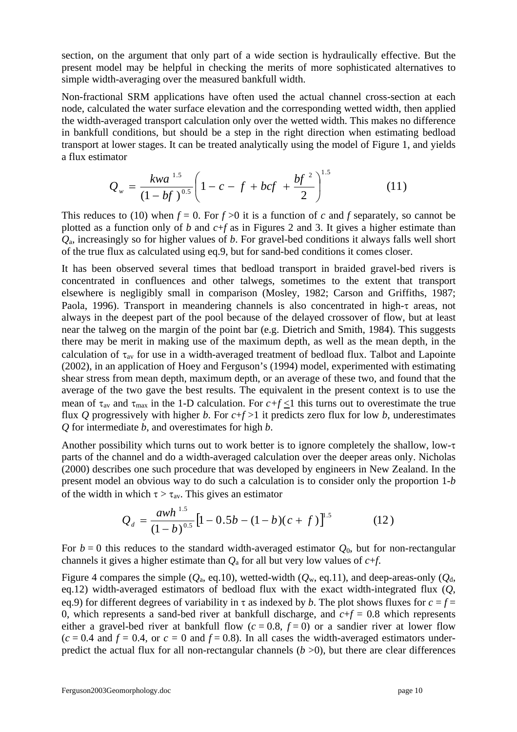section, on the argument that only part of a wide section is hydraulically effective. But the present model may be helpful in checking the merits of more sophisticated alternatives to simple width-averaging over the measured bankfull width.

Non-fractional SRM applications have often used the actual channel cross-section at each node, calculated the water surface elevation and the corresponding wetted width, then applied the width-averaged transport calculation only over the wetted width. This makes no difference in bankfull conditions, but should be a step in the right direction when estimating bedload transport at lower stages. It can be treated analytically using the model of Figure 1, and yields a flux estimator

$$Q_w = \frac{kwa^{1.5}}{(1-bf)^{0.5}}\left(1 - c - f + bcf + \frac{bf^2}{2}\right)^{1.5} \qquad (11)$$

This reduces to (10) when $f = 0$. For $f > 0$ it is a function of $c$ and $f$ separately, so cannot be plotted as a function only of $b$ and $c+f$ as in Figures 2 and 3. It gives a higher estimate than $Q_a$, increasingly so for higher values of $b$. For gravel-bed conditions it always falls well short of the true flux as calculated using eq.9, but for sand-bed conditions it comes closer.

It has been observed several times that bedload transport in braided gravel-bed rivers is concentrated in confluences and other talwegs, sometimes to the extent that transport elsewhere is negligibly small in comparison (Mosley, 1982; Carson and Griffiths, 1987; Paola, 1996). Transport in meandering channels is also concentrated in high-$\tau$ areas, not always in the deepest part of the pool because of the delayed crossover of flow, but at least near the talweg on the margin of the point bar (e.g. Dietrich and Smith, 1984). This suggests there may be merit in making use of the maximum depth, as well as the mean depth, in the calculation of $\tau_{av}$ for use in a width-averaged treatment of bedload flux. Talbot and Lapointe (2002), in an application of Hoey and Ferguson's (1994) model, experimented with estimating shear stress from mean depth, maximum depth, or an average of these two, and found that the average of the two gave the best results. The equivalent in the present context is to use the mean of $\tau_{av}$ and $\tau_{max}$ in the 1-D calculation. For $c+f \leq 1$ this turns out to overestimate the true flux $Q$ progressively with higher $b$. For $c+f > 1$ it predicts zero flux for low $b$, underestimates $Q$ for intermediate $b$, and overestimates for high $b$.

Another possibility which turns out to work better is to ignore completely the shallow, low-$\tau$ parts of the channel and do a width-averaged calculation over the deeper areas only. Nicholas (2000) describes one such procedure that was developed by engineers in New Zealand. In the present model an obvious way to do such a calculation is to consider only the proportion $1-b$ of the width in which $\tau > \tau_{av}$. This gives an estimator

$$Q_d = \frac{awh^{1.5}}{(1-b)^{0.5}}\left[1 - 0.5b - (1-b)(c+f)\right]^{1.5} \qquad (12)$$

For $b = 0$ this reduces to the standard width-averaged estimator $Q_0$, but for non-rectangular channels it gives a higher estimate than $Q_a$ for all but very low values of $c+f$.

Figure 4 compares the simple ($Q_a$, eq.10), wetted-width ($Q_w$, eq.11), and deep-areas-only ($Q_d$, eq.12) width-averaged estimators of bedload flux with the exact width-integrated flux ($Q$, eq.9) for different degrees of variability in $\tau$ as indexed by $b$. The plot shows fluxes for $c = f = 0$, which represents a sand-bed river at bankfull discharge, and $c+f = 0.8$ which represents either a gravel-bed river at bankfull flow ($c = 0.8$, $f = 0$) or a sandier river at lower flow ($c = 0.4$ and $f = 0.4$, or $c = 0$ and $f = 0.8$). In all cases the width-averaged estimators under-predict the actual flux for all non-rectangular channels ($b > 0$), but there are clear differences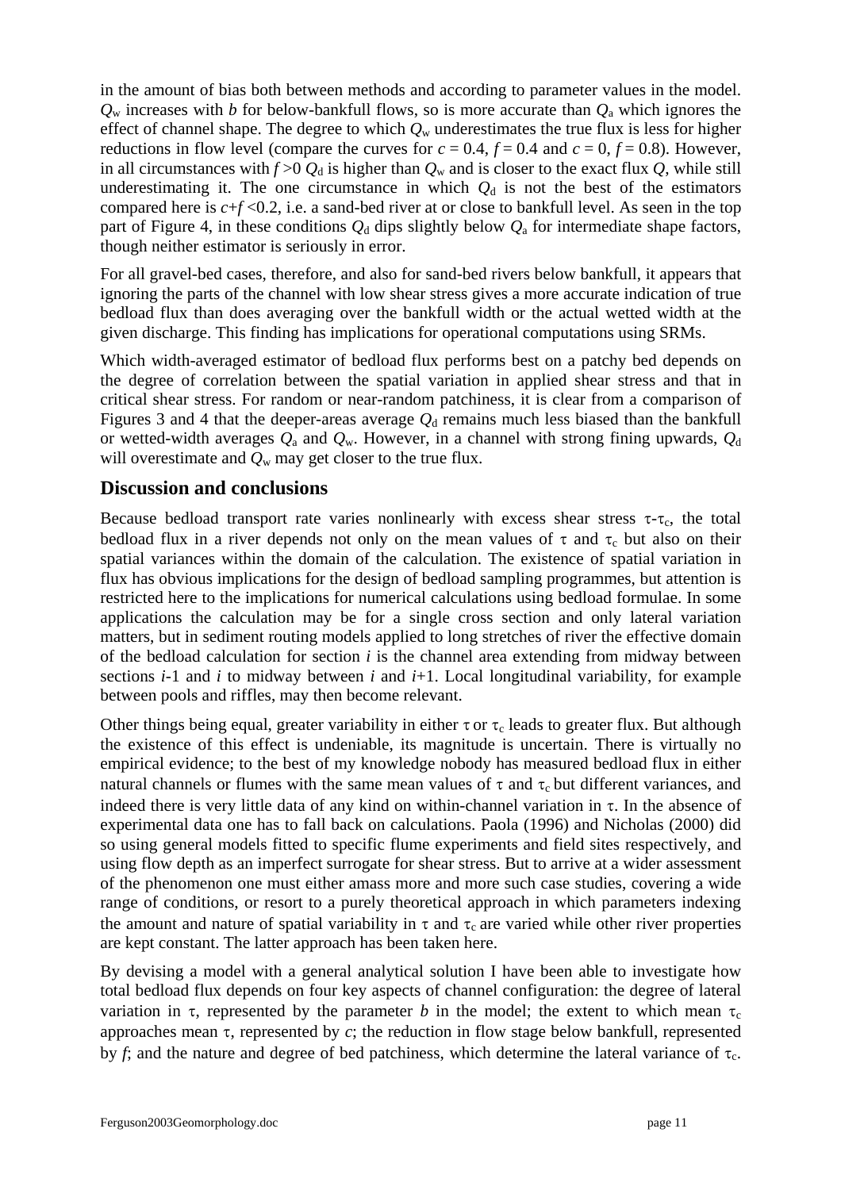in the amount of bias both between methods and according to parameter values in the model. $Q_w$ increases with $b$ for below-bankfull flows, so is more accurate than $Q_a$ which ignores the effect of channel shape. The degree to which $Q_w$ underestimates the true flux is less for higher reductions in flow level (compare the curves for $c = 0.4$, $f = 0.4$ and $c = 0$, $f = 0.8$). However, in all circumstances with $f > 0$ $Q_d$ is higher than $Q_w$ and is closer to the exact flux $Q$, while still underestimating it. The one circumstance in which $Q_d$ is not the best of the estimators compared here is $c+f < 0.2$, i.e. a sand-bed river at or close to bankfull level. As seen in the top part of Figure 4, in these conditions $Q_d$ dips slightly below $Q_a$ for intermediate shape factors, though neither estimator is seriously in error.

For all gravel-bed cases, therefore, and also for sand-bed rivers below bankfull, it appears that ignoring the parts of the channel with low shear stress gives a more accurate indication of true bedload flux than does averaging over the bankfull width or the actual wetted width at the given discharge. This finding has implications for operational computations using SRMs.

Which width-averaged estimator of bedload flux performs best on a patchy bed depends on the degree of correlation between the spatial variation in applied shear stress and that in critical shear stress. For random or near-random patchiness, it is clear from a comparison of Figures 3 and 4 that the deeper-areas average $Q_d$ remains much less biased than the bankfull or wetted-width averages $Q_a$ and $Q_w$. However, in a channel with strong fining upwards, $Q_d$ will overestimate and $Q_w$ may get closer to the true flux.

## Discussion and conclusions

Because bedload transport rate varies nonlinearly with excess shear stress $\tau$-$\tau_c$, the total bedload flux in a river depends not only on the mean values of $\tau$ and $\tau_c$ but also on their spatial variances within the domain of the calculation. The existence of spatial variation in flux has obvious implications for the design of bedload sampling programmes, but attention is restricted here to the implications for numerical calculations using bedload formulae. In some applications the calculation may be for a single cross section and only lateral variation matters, but in sediment routing models applied to long stretches of river the effective domain of the bedload calculation for section $i$ is the channel area extending from midway between sections $i$-1 and $i$ to midway between $i$ and $i$+1. Local longitudinal variability, for example between pools and riffles, may then become relevant.

Other things being equal, greater variability in either $\tau$ or $\tau_c$ leads to greater flux. But although the existence of this effect is undeniable, its magnitude is uncertain. There is virtually no empirical evidence; to the best of my knowledge nobody has measured bedload flux in either natural channels or flumes with the same mean values of $\tau$ and $\tau_c$ but different variances, and indeed there is very little data of any kind on within-channel variation in $\tau$. In the absence of experimental data one has to fall back on calculations. Paola (1996) and Nicholas (2000) did so using general models fitted to specific flume experiments and field sites respectively, and using flow depth as an imperfect surrogate for shear stress. But to arrive at a wider assessment of the phenomenon one must either amass more and more such case studies, covering a wide range of conditions, or resort to a purely theoretical approach in which parameters indexing the amount and nature of spatial variability in $\tau$ and $\tau_c$ are varied while other river properties are kept constant. The latter approach has been taken here.

By devising a model with a general analytical solution I have been able to investigate how total bedload flux depends on four key aspects of channel configuration: the degree of lateral variation in $\tau$, represented by the parameter $b$ in the model; the extent to which mean $\tau_c$ approaches mean $\tau$, represented by $c$; the reduction in flow stage below bankfull, represented by $f$; and the nature and degree of bed patchiness, which determine the lateral variance of $\tau_c$.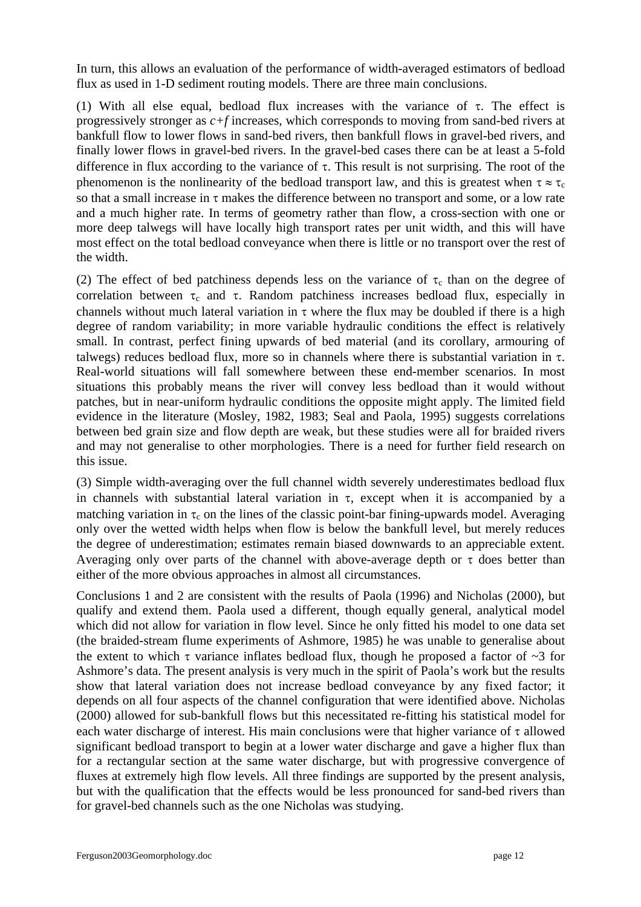In turn, this allows an evaluation of the performance of width-averaged estimators of bedload flux as used in 1-D sediment routing models. There are three main conclusions.

(1) With all else equal, bedload flux increases with the variance of $\tau$. The effect is progressively stronger as $c+f$ increases, which corresponds to moving from sand-bed rivers at bankfull flow to lower flows in sand-bed rivers, then bankfull flows in gravel-bed rivers, and finally lower flows in gravel-bed rivers. In the gravel-bed cases there can be at least a 5-fold difference in flux according to the variance of $\tau$. This result is not surprising. The root of the phenomenon is the nonlinearity of the bedload transport law, and this is greatest when $\tau \approx \tau_c$ so that a small increase in $\tau$ makes the difference between no transport and some, or a low rate and a much higher rate. In terms of geometry rather than flow, a cross-section with one or more deep talwegs will have locally high transport rates per unit width, and this will have most effect on the total bedload conveyance when there is little or no transport over the rest of the width.

(2) The effect of bed patchiness depends less on the variance of $\tau_c$ than on the degree of correlation between $\tau_c$ and $\tau$. Random patchiness increases bedload flux, especially in channels without much lateral variation in $\tau$ where the flux may be doubled if there is a high degree of random variability; in more variable hydraulic conditions the effect is relatively small. In contrast, perfect fining upwards of bed material (and its corollary, armouring of talwegs) reduces bedload flux, more so in channels where there is substantial variation in $\tau$. Real-world situations will fall somewhere between these end-member scenarios. In most situations this probably means the river will convey less bedload than it would without patches, but in near-uniform hydraulic conditions the opposite might apply. The limited field evidence in the literature (Mosley, 1982, 1983; Seal and Paola, 1995) suggests correlations between bed grain size and flow depth are weak, but these studies were all for braided rivers and may not generalise to other morphologies. There is a need for further field research on this issue.

(3) Simple width-averaging over the full channel width severely underestimates bedload flux in channels with substantial lateral variation in $\tau$, except when it is accompanied by a matching variation in $\tau_c$ on the lines of the classic point-bar fining-upwards model. Averaging only over the wetted width helps when flow is below the bankfull level, but merely reduces the degree of underestimation; estimates remain biased downwards to an appreciable extent. Averaging only over parts of the channel with above-average depth or $\tau$ does better than either of the more obvious approaches in almost all circumstances.

Conclusions 1 and 2 are consistent with the results of Paola (1996) and Nicholas (2000), but qualify and extend them. Paola used a different, though equally general, analytical model which did not allow for variation in flow level. Since he only fitted his model to one data set (the braided-stream flume experiments of Ashmore, 1985) he was unable to generalise about the extent to which $\tau$ variance inflates bedload flux, though he proposed a factor of ~3 for Ashmore's data. The present analysis is very much in the spirit of Paola's work but the results show that lateral variation does not increase bedload conveyance by any fixed factor; it depends on all four aspects of the channel configuration that were identified above. Nicholas (2000) allowed for sub-bankfull flows but this necessitated re-fitting his statistical model for each water discharge of interest. His main conclusions were that higher variance of $\tau$ allowed significant bedload transport to begin at a lower water discharge and gave a higher flux than for a rectangular section at the same water discharge, but with progressive convergence of fluxes at extremely high flow levels. All three findings are supported by the present analysis, but with the qualification that the effects would be less pronounced for sand-bed rivers than for gravel-bed channels such as the one Nicholas was studying.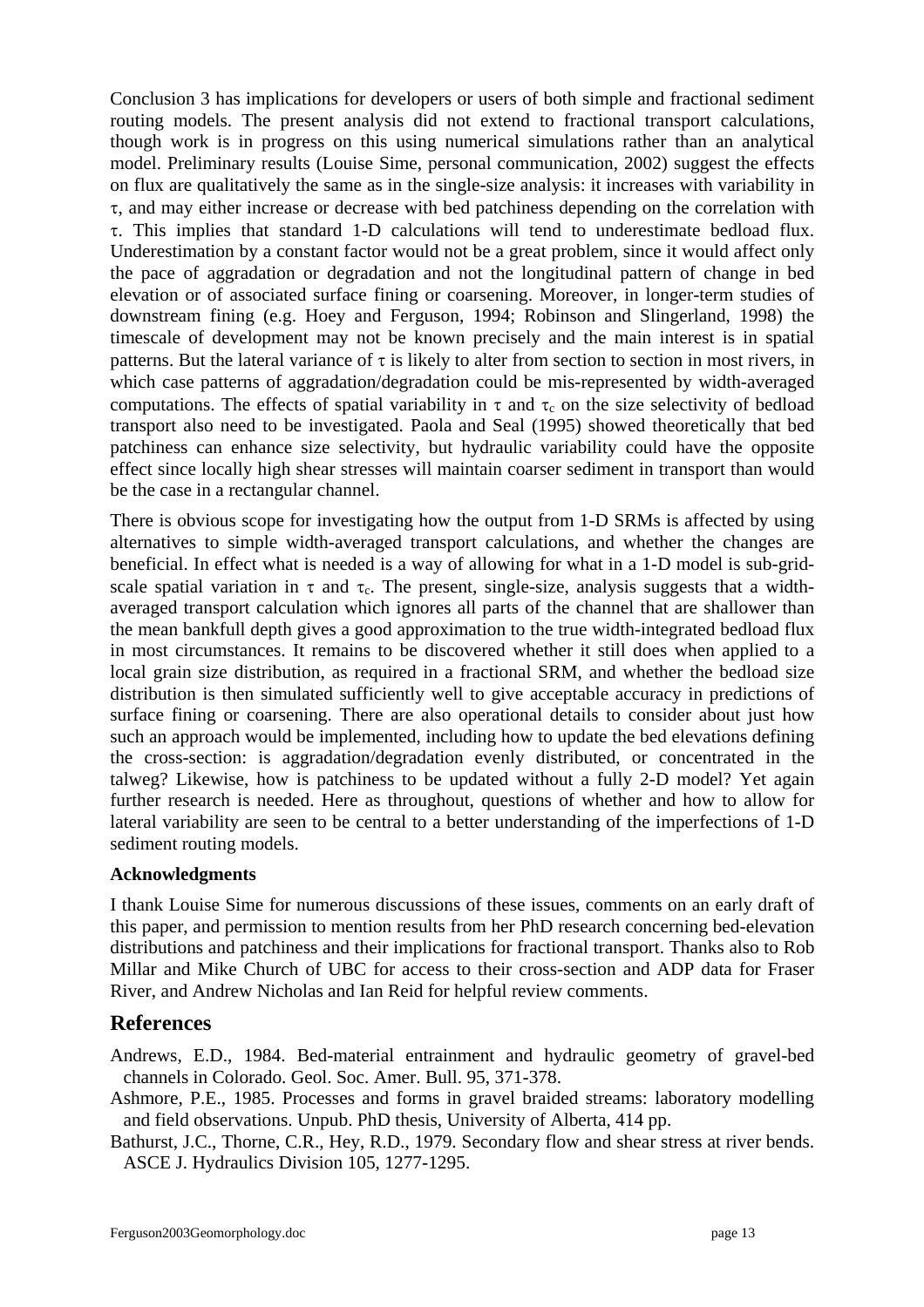Conclusion 3 has implications for developers or users of both simple and fractional sediment routing models. The present analysis did not extend to fractional transport calculations, though work is in progress on this using numerical simulations rather than an analytical model. Preliminary results (Louise Sime, personal communication, 2002) suggest the effects on flux are qualitatively the same as in the single-size analysis: it increases with variability in $\tau$, and may either increase or decrease with bed patchiness depending on the correlation with $\tau$. This implies that standard 1-D calculations will tend to underestimate bedload flux. Underestimation by a constant factor would not be a great problem, since it would affect only the pace of aggradation or degradation and not the longitudinal pattern of change in bed elevation or of associated surface fining or coarsening. Moreover, in longer-term studies of downstream fining (e.g. Hoey and Ferguson, 1994; Robinson and Slingerland, 1998) the timescale of development may not be known precisely and the main interest is in spatial patterns. But the lateral variance of $\tau$ is likely to alter from section to section in most rivers, in which case patterns of aggradation/degradation could be mis-represented by width-averaged computations. The effects of spatial variability in $\tau$ and $\tau_c$ on the size selectivity of bedload transport also need to be investigated. Paola and Seal (1995) showed theoretically that bed patchiness can enhance size selectivity, but hydraulic variability could have the opposite effect since locally high shear stresses will maintain coarser sediment in transport than would be the case in a rectangular channel.

There is obvious scope for investigating how the output from 1-D SRMs is affected by using alternatives to simple width-averaged transport calculations, and whether the changes are beneficial. In effect what is needed is a way of allowing for what in a 1-D model is sub-grid-scale spatial variation in $\tau$ and $\tau_c$. The present, single-size, analysis suggests that a width-averaged transport calculation which ignores all parts of the channel that are shallower than the mean bankfull depth gives a good approximation to the true width-integrated bedload flux in most circumstances. It remains to be discovered whether it still does when applied to a local grain size distribution, as required in a fractional SRM, and whether the bedload size distribution is then simulated sufficiently well to give acceptable accuracy in predictions of surface fining or coarsening. There are also operational details to consider about just how such an approach would be implemented, including how to update the bed elevations defining the cross-section: is aggradation/degradation evenly distributed, or concentrated in the talweg? Likewise, how is patchiness to be updated without a fully 2-D model? Yet again further research is needed. Here as throughout, questions of whether and how to allow for lateral variability are seen to be central to a better understanding of the imperfections of 1-D sediment routing models.

**Acknowledgments**

I thank Louise Sime for numerous discussions of these issues, comments on an early draft of this paper, and permission to mention results from her PhD research concerning bed-elevation distributions and patchiness and their implications for fractional transport. Thanks also to Rob Millar and Mike Church of UBC for access to their cross-section and ADP data for Fraser River, and Andrew Nicholas and Ian Reid for helpful review comments.

## References

Andrews, E.D., 1984. Bed-material entrainment and hydraulic geometry of gravel-bed channels in Colorado. Geol. Soc. Amer. Bull. 95, 371-378.

Ashmore, P.E., 1985. Processes and forms in gravel braided streams: laboratory modelling and field observations. Unpub. PhD thesis, University of Alberta, 414 pp.

Bathurst, J.C., Thorne, C.R., Hey, R.D., 1979. Secondary flow and shear stress at river bends. ASCE J. Hydraulics Division 105, 1277-1295.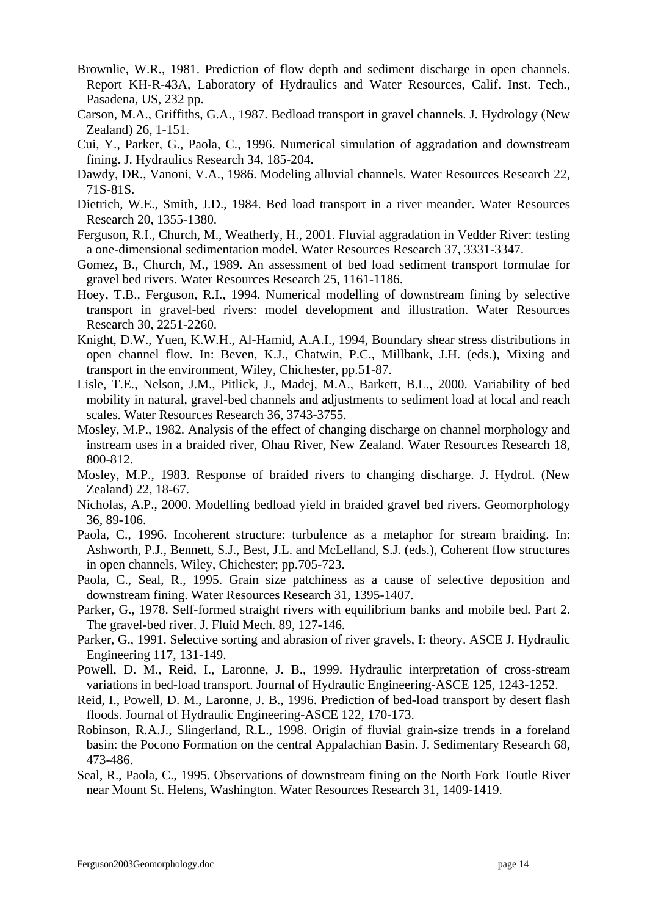Brownlie, W.R., 1981. Prediction of flow depth and sediment discharge in open channels. Report KH-R-43A, Laboratory of Hydraulics and Water Resources, Calif. Inst. Tech., Pasadena, US, 232 pp.

Carson, M.A., Griffiths, G.A., 1987. Bedload transport in gravel channels. J. Hydrology (New Zealand) 26, 1-151.

Cui, Y., Parker, G., Paola, C., 1996. Numerical simulation of aggradation and downstream fining. J. Hydraulics Research 34, 185-204.

Dawdy, DR., Vanoni, V.A., 1986. Modeling alluvial channels. Water Resources Research 22, 71S-81S.

Dietrich, W.E., Smith, J.D., 1984. Bed load transport in a river meander. Water Resources Research 20, 1355-1380.

Ferguson, R.I., Church, M., Weatherly, H., 2001. Fluvial aggradation in Vedder River: testing a one-dimensional sedimentation model. Water Resources Research 37, 3331-3347.

Gomez, B., Church, M., 1989. An assessment of bed load sediment transport formulae for gravel bed rivers. Water Resources Research 25, 1161-1186.

Hoey, T.B., Ferguson, R.I., 1994. Numerical modelling of downstream fining by selective transport in gravel-bed rivers: model development and illustration. Water Resources Research 30, 2251-2260.

Knight, D.W., Yuen, K.W.H., Al-Hamid, A.A.I., 1994, Boundary shear stress distributions in open channel flow. In: Beven, K.J., Chatwin, P.C., Millbank, J.H. (eds.), Mixing and transport in the environment, Wiley, Chichester, pp.51-87.

Lisle, T.E., Nelson, J.M., Pitlick, J., Madej, M.A., Barkett, B.L., 2000. Variability of bed mobility in natural, gravel-bed channels and adjustments to sediment load at local and reach scales. Water Resources Research 36, 3743-3755.

Mosley, M.P., 1982. Analysis of the effect of changing discharge on channel morphology and instream uses in a braided river, Ohau River, New Zealand. Water Resources Research 18, 800-812.

Mosley, M.P., 1983. Response of braided rivers to changing discharge. J. Hydrol. (New Zealand) 22, 18-67.

Nicholas, A.P., 2000. Modelling bedload yield in braided gravel bed rivers. Geomorphology 36, 89-106.

Paola, C., 1996. Incoherent structure: turbulence as a metaphor for stream braiding. In: Ashworth, P.J., Bennett, S.J., Best, J.L. and McLelland, S.J. (eds.), Coherent flow structures in open channels, Wiley, Chichester; pp.705-723.

Paola, C., Seal, R., 1995. Grain size patchiness as a cause of selective deposition and downstream fining. Water Resources Research 31, 1395-1407.

Parker, G., 1978. Self-formed straight rivers with equilibrium banks and mobile bed. Part 2. The gravel-bed river. J. Fluid Mech. 89, 127-146.

Parker, G., 1991. Selective sorting and abrasion of river gravels, I: theory. ASCE J. Hydraulic Engineering 117, 131-149.

Powell, D. M., Reid, I., Laronne, J. B., 1999. Hydraulic interpretation of cross-stream variations in bed-load transport. Journal of Hydraulic Engineering-ASCE 125, 1243-1252.

Reid, I., Powell, D. M., Laronne, J. B., 1996. Prediction of bed-load transport by desert flash floods. Journal of Hydraulic Engineering-ASCE 122, 170-173.

Robinson, R.A.J., Slingerland, R.L., 1998. Origin of fluvial grain-size trends in a foreland basin: the Pocono Formation on the central Appalachian Basin. J. Sedimentary Research 68, 473-486.

Seal, R., Paola, C., 1995. Observations of downstream fining on the North Fork Toutle River near Mount St. Helens, Washington. Water Resources Research 31, 1409-1419.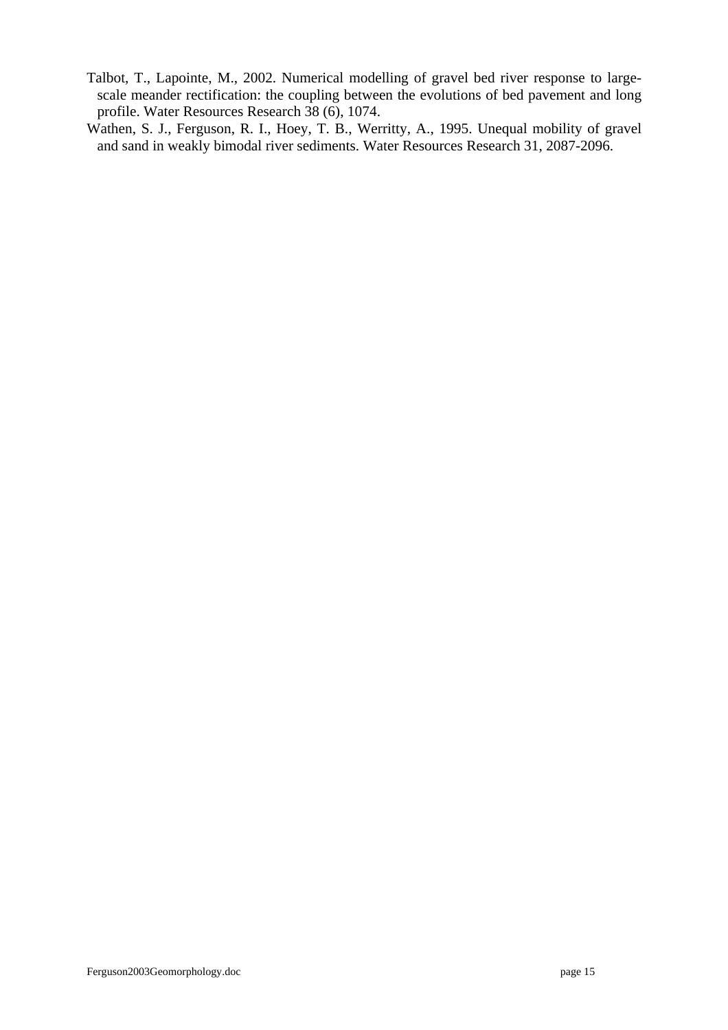Talbot, T., Lapointe, M., 2002. Numerical modelling of gravel bed river response to large-scale meander rectification: the coupling between the evolutions of bed pavement and long profile. Water Resources Research 38 (6), 1074.

Wathen, S. J., Ferguson, R. I., Hoey, T. B., Werritty, A., 1995. Unequal mobility of gravel and sand in weakly bimodal river sediments. Water Resources Research 31, 2087-2096.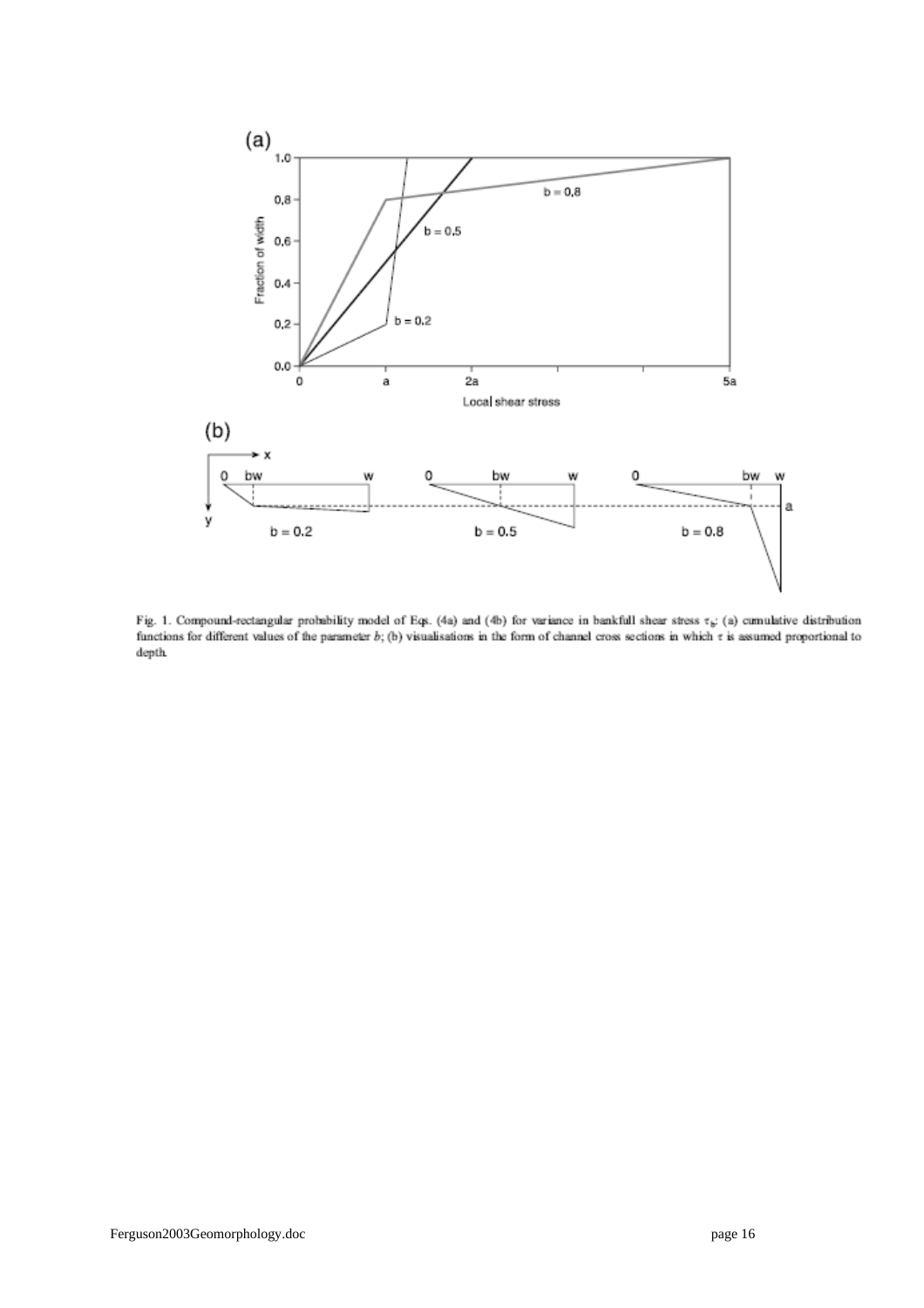Fig. 1. Compound-rectangular probability model of Eqs. (4a) and (4b) for variance in bankfull shear stress $\tau_b$: (a) cumulative distribution functions for different values of the parameter $b$; (b) visualisations in the form of channel cross sections in which $\tau$ is assumed proportional to depth.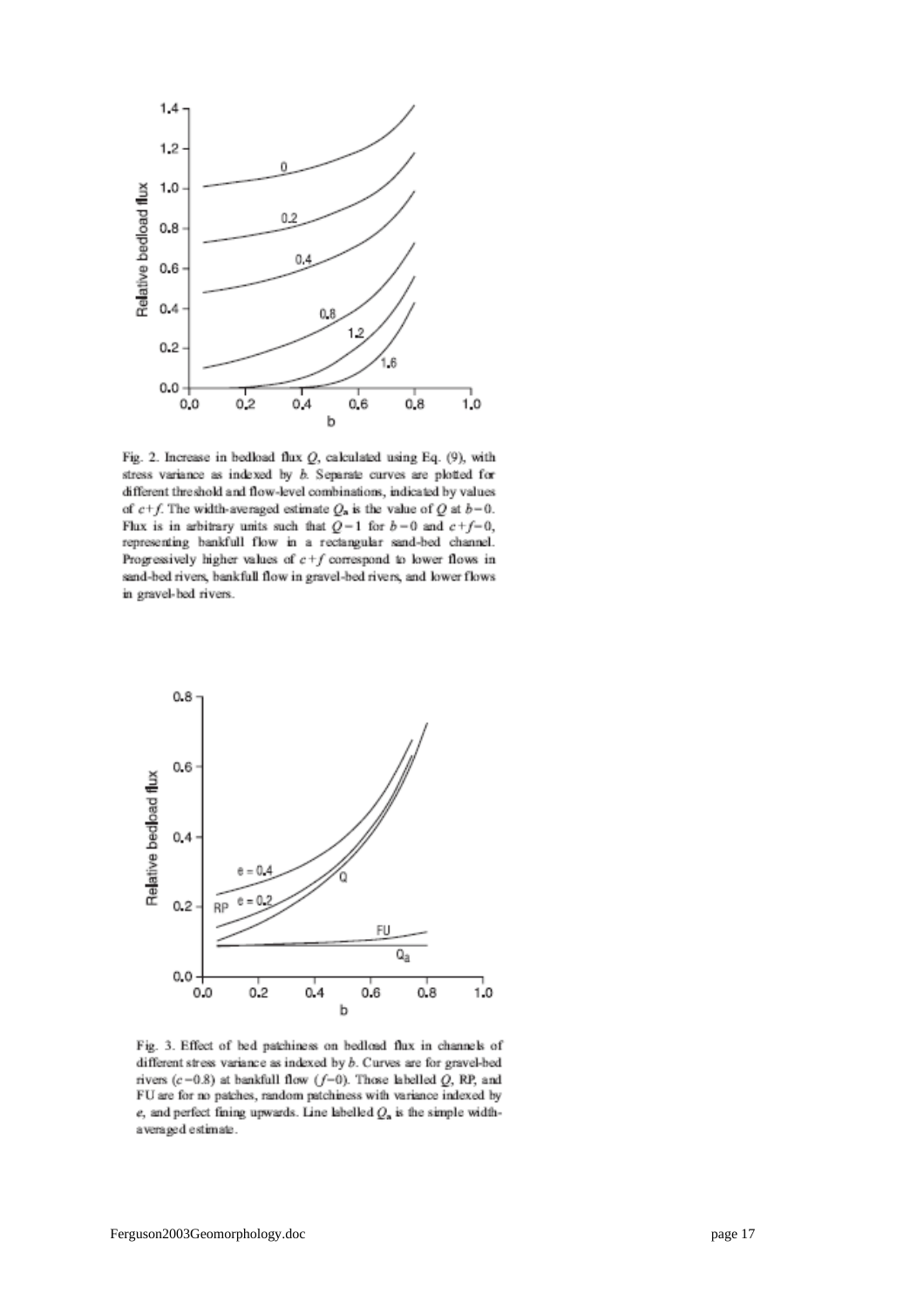Fig. 2. Increase in bedload flux $Q$, calculated using Eq. (9), with stress variance as indexed by $b$. Separate curves are plotted for different threshold and flow-level combinations, indicated by values of $c+f$. The width-averaged estimate $Q_a$ is the value of $Q$ at $b=0$. Flux is in arbitrary units such that $Q=1$ for $b=0$ and $c+f=0$, representing bankfull flow in a rectangular sand-bed channel. Progressively higher values of $c+f$ correspond to lower flows in sand-bed rivers, bankfull flow in gravel-bed rivers, and lower flows in gravel-bed rivers.

Fig. 3. Effect of bed patchiness on bedload flux in channels of different stress variance as indexed by $b$. Curves are for gravel-bed rivers ($c=0.8$) at bankfull flow ($f=0$). Those labelled $Q$, RP, and FU are for no patches, random patchiness with variance indexed by $e$, and perfect fining upwards. Line labelled $Q_a$ is the simple width-averaged estimate.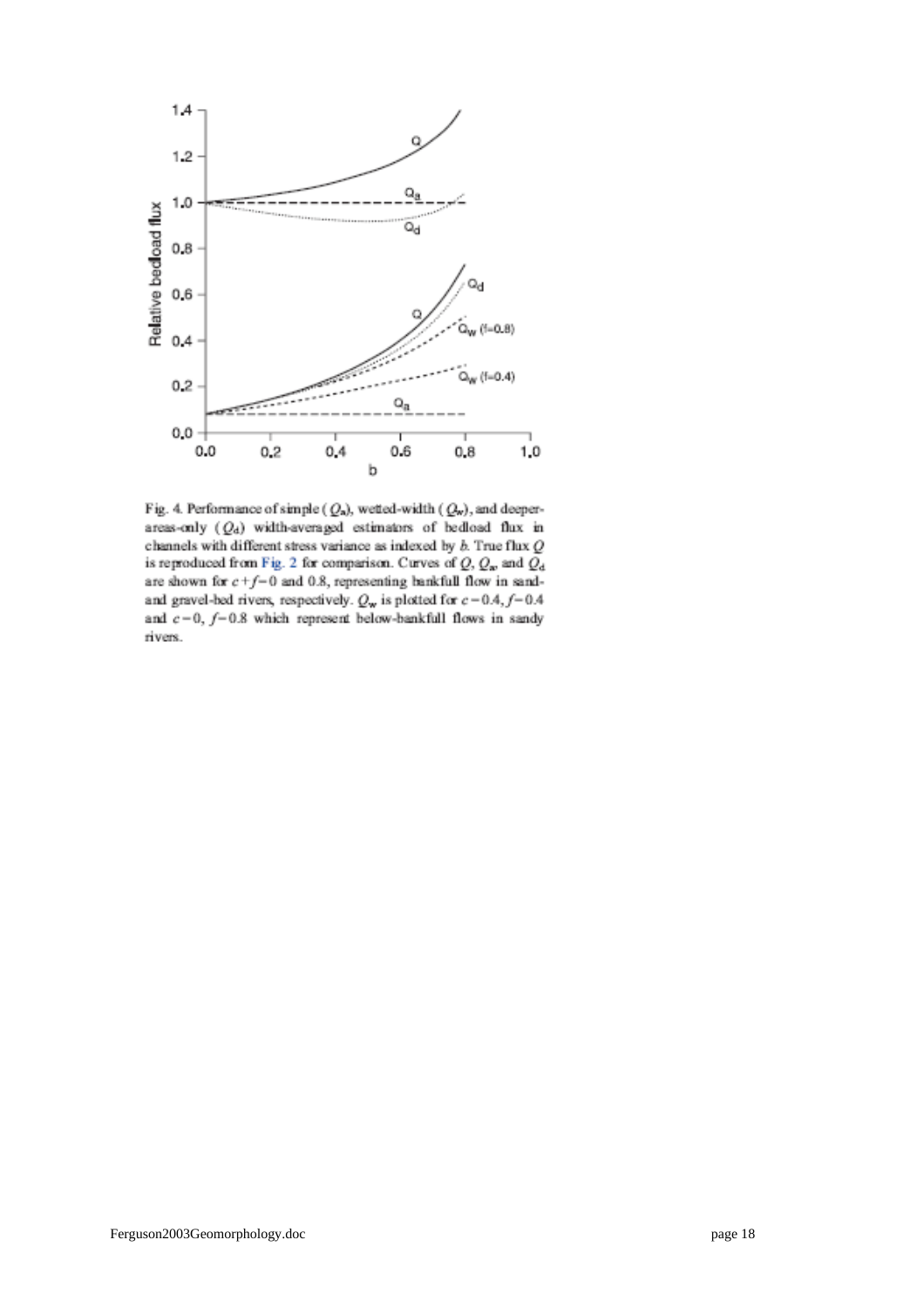Relative bedload flux

1.4

1.2

1.0

0.8

0.6

0.4

0.2

0.0

0.0 0.2 0.4 0.6 0.8 1.0

b

Q

$Q_a$

$Q_d$

Q

$Q_d$

$Q_w$ (f=0.8)

$Q_w$ (f=0.4)

$Q_a$

Fig. 4. Performance of simple ($Q_a$), wetted-width ($Q_w$), and deeper-areas-only ($Q_d$) width-averaged estimators of bedload flux in channels with different stress variance as indexed by $b$. True flux $Q$ is reproduced from Fig. 2 for comparison. Curves of $Q$, $Q_a$, and $Q_d$ are shown for $c+f=0$ and 0.8, representing bankfull flow in sand- and gravel-bed rivers, respectively. $Q_w$ is plotted for $c=0.4$, $f=0.4$ and $c=0$, $f=0.8$ which represent below-bankfull flows in sandy rivers.